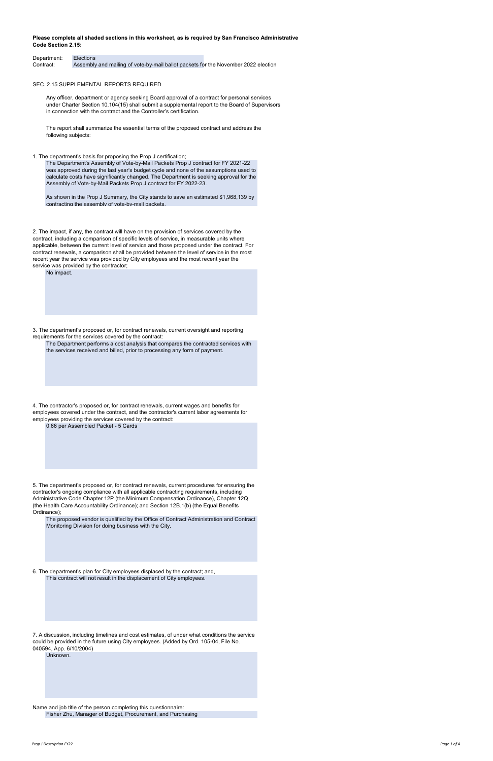**Please complete all shaded sections in this worksheet, as is required by San Francisco Administrative Code Section 2.15:**

Department: Elections
Contract: Assembly and mailing of vote-by-mail ballot packets for the November 2022 election

SEC. 2.15 SUPPLEMENTAL REPORTS REQUIRED

Any officer, department or agency seeking Board approval of a contract for personal services under Charter Section 10.104(15) shall submit a supplemental report to the Board of Supervisors in connection with the contract and the Controller's certification.

The report shall summarize the essential terms of the proposed contract and address the following subjects:

1. The department's basis for proposing the Prop J certification;

   The Department's Assembly of Vote-by-Mail Packets Prop J contract for FY 2021-22 was approved during the last year's budget cycle and none of the assumptions used to calculate costs have significantly changed. The Department is seeking approval for the Assembly of Vote-by-Mail Packets Prop J contract for FY 2022-23.

   As shown in the Prop J Summary, the City stands to save an estimated $1,968,139 by contracting the assembly of vote-by-mail packets.

2. The impact, if any, the contract will have on the provision of services covered by the contract, including a comparison of specific levels of service, in measurable units where applicable, between the current level of service and those proposed under the contract. For contract renewals, a comparison shall be provided between the level of service in the most recent year the service was provided by City employees and the most recent year the service was provided by the contractor;

   No impact.

3. The department's proposed or, for contract renewals, current oversight and reporting requirements for the services covered by the contract:

   The Department performs a cost analysis that compares the contracted services with the services received and billed, prior to processing any form of payment.

4. The contractor's proposed or, for contract renewals, current wages and benefits for employees covered under the contract, and the contractor's current labor agreements for employees providing the services covered by the contract:

   0.66 per Assembled Packet - 5 Cards

5. The department's proposed or, for contract renewals, current procedures for ensuring the contractor's ongoing compliance with all applicable contracting requirements, including Administrative Code Chapter 12P (the Minimum Compensation Ordinance), Chapter 12Q (the Health Care Accountability Ordinance); and Section 12B.1(b) (the Equal Benefits Ordinance);

   The proposed vendor is qualified by the Office of Contract Administration and Contract Monitoring Division for doing business with the City.

6. The department's plan for City employees displaced by the contract; and,

   This contract will not result in the displacement of City employees.

7. A discussion, including timelines and cost estimates, of under what conditions the service could be provided in the future using City employees. (Added by Ord. 105-04, File No. 040594, App. 6/10/2004)

   Unknown.

Name and job title of the person completing this questionnaire:

Fisher Zhu, Manager of Budget, Procurement, and Purchasing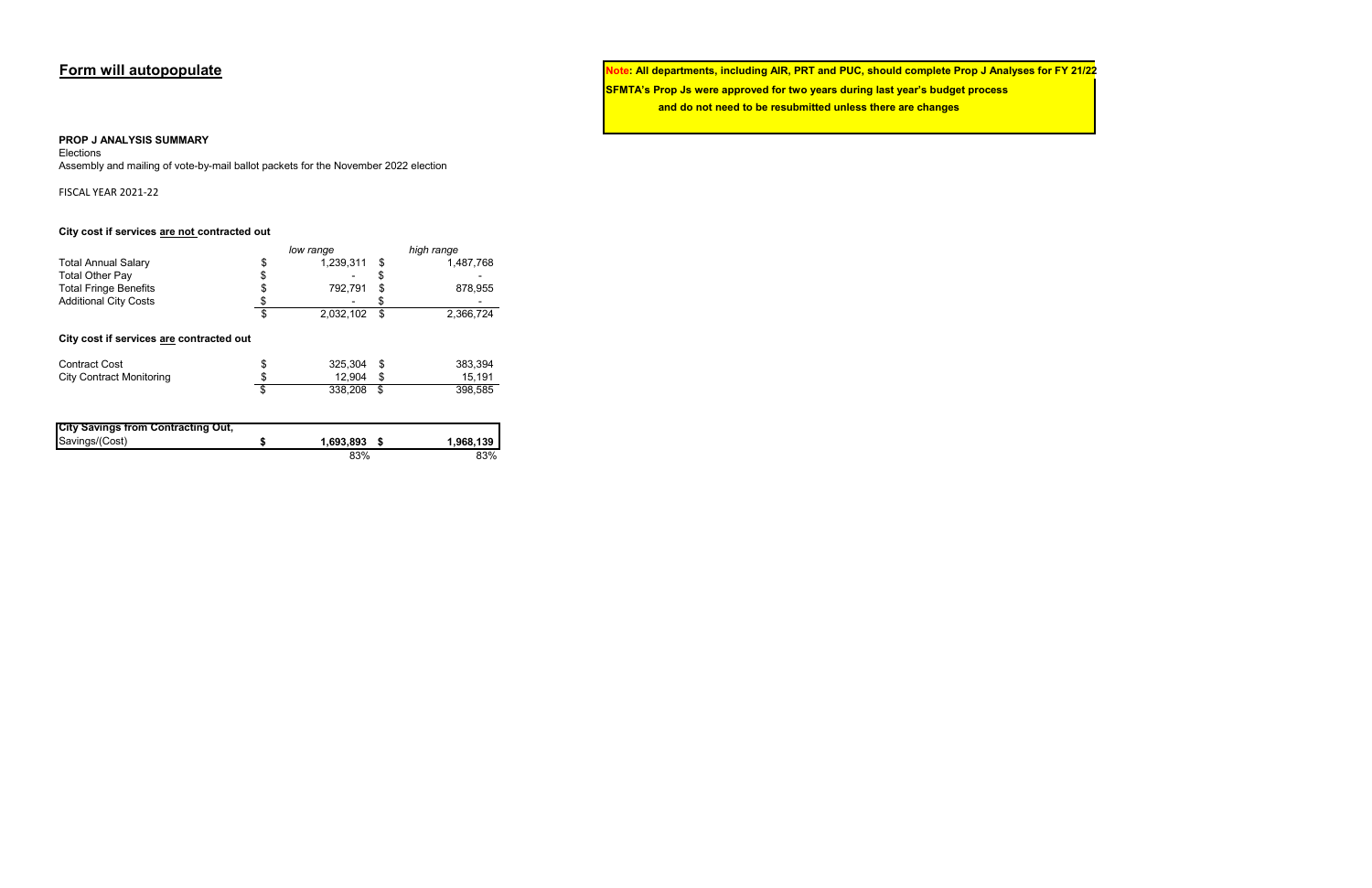## Form will autopopulate

**Note: All departments, including AIR, PRT and PUC, should complete Prop J Analyses for FY 21/22**

**SFMTA's Prop Js were approved for two years during last year's budget process and do not need to be resubmitted unless there are changes**

**PROP J ANALYSIS SUMMARY**

Elections

Assembly and mailing of vote-by-mail ballot packets for the November 2022 election

FISCAL YEAR 2021-22

**City cost if services are not contracted out**

| | *low range* | *high range* |
|---|---|---|
| Total Annual Salary | $ 1,239,311 | $ 1,487,768 |
| Total Other Pay | $ - | $ - |
| Total Fringe Benefits | $ 792,791 | $ 878,955 |
| Additional City Costs | $ - | $ - |
| | $ 2,032,102 | $ 2,366,724 |

**City cost if services are contracted out**

| | *low range* | *high range* |
|---|---|---|
| Contract Cost | $ 325,304 | $ 383,394 |
| City Contract Monitoring | $ 12,904 | $ 15,191 |
| | $ 338,208 | $ 398,585 |

| **City Savings from Contracting Out,** | | |
|---|---|---|
| Savings/(Cost) | **$ 1,693,893** | **$ 1,968,139** |
| | 83% | 83% |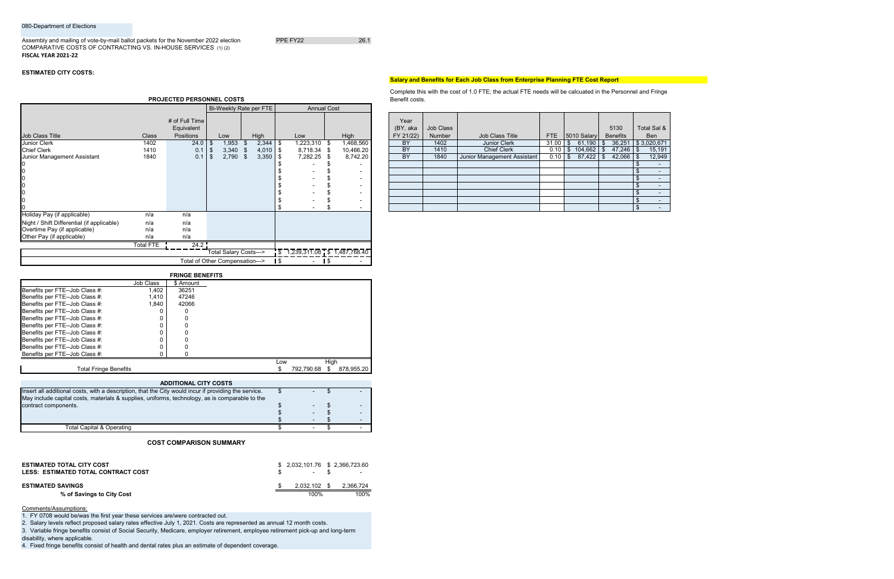080-Department of Elections

Assembly and mailing of vote-by-mail ballot packets for the November 2022 election

COMPARATIVE COSTS OF CONTRACTING VS. IN-HOUSE SERVICES (1) (2)

**FISCAL YEAR 2021-22**

PPE FY22 26.1

**ESTIMATED CITY COSTS:**

**PROJECTED PERSONNEL COSTS**

| Job Class Title | Class | # of Full Time Equivalent Positions | Bi-Weekly Rate per FTE Low | Bi-Weekly Rate per FTE High | Annual Cost Low | Annual Cost High |
|---|---|---|---|---|---|---|
| Junior Clerk | 1402 | 24.0 | $ 1,953 | $ 2,344 | $ 1,223,310 | $ 1,468,560 |
| Chief Clerk | 1410 | 0.1 | $ 3,340 | $ 4,010 | $ 8,718.34 | $ 10,466.20 |
| Junior Management Assistant | 1840 | 0.1 | $ 2,790 | $ 3,350 | $ 7,282.25 | $ 8,742.20 |
| 0 | | | | | $ - | $ - |
| 0 | | | | | $ - | $ - |
| 0 | | | | | $ - | $ - |
| 0 | | | | | $ - | $ - |
| 0 | | | | | $ - | $ - |
| 0 | | | | | $ - | $ - |
| 0 | | | | | $ - | $ - |
| Holiday Pay (if applicable) | n/a | n/a | | | | |
| Night / Shift Differential (if applicable) | n/a | n/a | | | | |
| Overtime Pay (if applicable) | n/a | n/a | | | | |
| Other Pay (if applicable) | n/a | n/a | | | | |
| | Total FTE | 24.2 | | | | |
| | | | Total Salary Costs---> | | $ 1,239,311.08 | $ 1,487,768.40 |
| | | | Total of Other Compensation---> | | $ - | $ - |

**Salary and Benefits for Each Job Class from Enterprise Planning FTE Cost Report**

Complete this with the cost of 1.0 FTE; the actual FTE needs will be calcuated in the Personnel and Fringe Benefit costs.

| Year (BY, aka FY 21/22) | Job Class Number | Job Class Title | FTE | 5010 Salary | 5130 Benefits | Total Sal & Ben |
|---|---|---|---|---|---|---|
| BY | 1402 | Junior Clerk | 31.00 | $ 61,190 | $ 36,251 | $ 3,020,671 |
| BY | 1410 | Chief Clerk | 0.10 | $ 104,662 | $ 47,246 | $ 15,191 |
| BY | 1840 | Junior Management Assistant | 0.10 | $ 87,422 | $ 42,066 | $ 12,949 |
| | | | | | | $ - |
| | | | | | | $ - |
| | | | | | | $ - |
| | | | | | | $ - |
| | | | | | | $ - |
| | | | | | | $ - |
| | | | | | | $ - |

**FRINGE BENEFITS**

| | Job Class | $ Amount |
|---|---|---|
| Benefits per FTE--Job Class #: | 1,402 | 36251 |
| Benefits per FTE--Job Class #: | 1,410 | 47246 |
| Benefits per FTE--Job Class #: | 1,840 | 42066 |
| Benefits per FTE--Job Class #: | 0 | 0 |
| Benefits per FTE--Job Class #: | 0 | 0 |
| Benefits per FTE--Job Class #: | 0 | 0 |
| Benefits per FTE--Job Class #: | 0 | 0 |
| Benefits per FTE--Job Class #: | 0 | 0 |
| Benefits per FTE--Job Class #: | 0 | 0 |
| Benefits per FTE--Job Class #: | 0 | 0 |

| | Low | High |
|---|---|---|
| Total Fringe Benefits | $ 792,790.68 | $ 878,955.20 |

**ADDITIONAL CITY COSTS**

| | Low | High |
|---|---|---|
| Insert all additional costs, with a description, that the City would incur if providing the service. May include capital costs, materials & supplies, uniforms, technology, as is comparable to the contract components. | $ - | $ - |
| | $ - | $ - |
| | $ - | $ - |
| | $ - | $ - |
| Total Capital & Operating | $ - | $ - |

**COST COMPARISON SUMMARY**

| | Low | High |
|---|---|---|
| **ESTIMATED TOTAL CITY COST** | $ 2,032,101.76 | $ 2,366,723.60 |
| **LESS: ESTIMATED TOTAL CONTRACT COST** | $ - | $ - |
| **ESTIMATED SAVINGS** | $ 2,032,102 | $ 2,366,724 |
| **% of Savings to City Cost** | 100% | 100% |

Comments/Assumptions:

1. FY 0708 would be/was the first year these services are/were contracted out.
2. Salary levels reflect proposed salary rates effective July 1, 2021. Costs are represented as annual 12 month costs.
3. Variable fringe benefits consist of Social Security, Medicare, employer retirement, employee retirement pick-up and long-term disability, where applicable.
4. Fixed fringe benefits consist of health and dental rates plus an estimate of dependent coverage.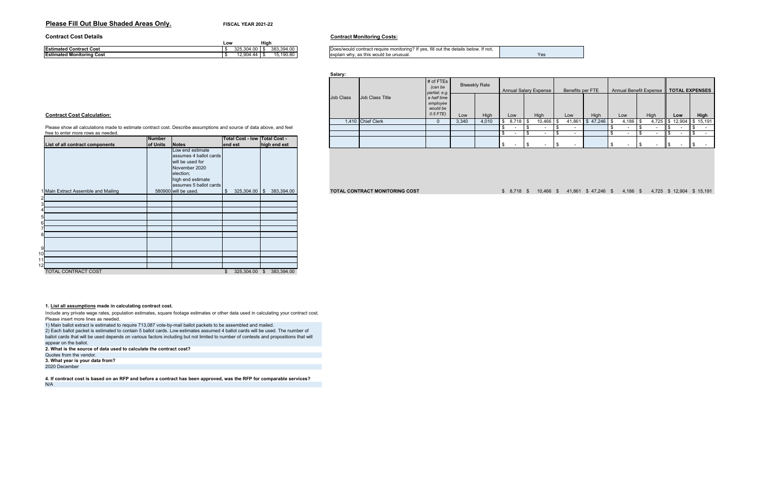## Please Fill Out Blue Shaded Areas Only.

**FISCAL YEAR 2021-22**

### Contract Cost Details

| | Low | High |
|---|---|---|
| **Estimated Contract Cost** | $ 325,304.00 | $ 383,394.00 |
| **Estimated Monitoring Cost** | $ 12,904.44 | $ 15,190.80 |

### Contract Cost Calculation:

Please show all calculations made to estimate contract cost. Describe assumptions and source of data above, and feel free to enter more rows as needed.

| | List of all contract components | Number of Units | Notes | Total Cost - low end est | Total Cost - high end est |
|---|---|---|---|---|---|
| 1 | Main Extract Assemble and Mailing | 580900 | Low end estimate assumes 4 ballot cards will be used for November 2020 election; high end estimate assumes 5 ballot cards will be used. | $ 325,304.00 | $ 383,394.00 |
| 2 | | | | | |
| 3 | | | | | |
| 4 | | | | | |
| 5 | | | | | |
| 6 | | | | | |
| 7 | | | | | |
| 8 | | | | | |
| 9 | | | | | |
| 10 | | | | | |
| 11 | | | | | |
| 12 | | | | | |
| | TOTAL CONTRACT COST | | | $ 325,304.00 | $ 383,394.00 |

**1. List all assumptions made in calculating contract cost.**

Include any private wage rates, population estimates, square footage estimates or other data used in calculating your contract cost. Please insert more lines as needed.

1) Main ballot extract is estimated to require 713,087 vote-by-mail ballot packets to be assembled and mailed.

2) Each ballot packet is estimated to contain 5 ballot cards. Low estimates assumed 4 ballot cards will be used. The number of ballot cards that will be used depends on various factors including but not limited to number of contests and propositions that will appear on the ballot.

**2. What is the source of data used to calculate the contract cost?**

Quotes from the vendor.

**3. What year is your data from?**

2020 December

**4. If contract cost is based on an RFP and before a contract has been approved, was the RFP for comparable services?**

N/A

### Contract Monitoring Costs:

| | |
|---|---|
| Does/would contract require monitoring? If yes, fill out the details below. If not, explain why, as this would be unusual. | Yes |

**Salary:**

| Job Class | Job Class Title | # of FTEs *(can be partial; e.g. a half time employee would be 0.5 FTE)* | Biweekly Rate | | Annual Salary Expense | | Benefits per FTE | | Annual Benefit Expense | | TOTAL EXPENSES | |
|---|---|---|---|---|---|---|---|---|---|---|---|---|
| | | | Low | High | Low | High | Low | High | Low | High | Low | High |
| 1,410 | Chief Clerk | 0 | 3,340 | 4,010 | $ 8,718 | $ 10,466 | $ 41,861 | $ 47,246 | $ 4,186 | $ 4,725 | $ 12,904 | $ 15,191 |
| | | | | | $ - | $ - | $ - | | $ - | $ - | $ - | $ - |
| | | | | | $ - | $ - | $ - | | $ - | $ - | $ - | $ - |
| | | | | | $ - | $ - | $ - | | $ - | $ - | $ - | $ - |
| **TOTAL CONTRACT MONITORING COST** | | | | | $ 8,718 | $ 10,466 | $ 41,861 | $ 47,246 | $ 4,186 | $ 4,725 | $ 12,904 | $ 15,191 |